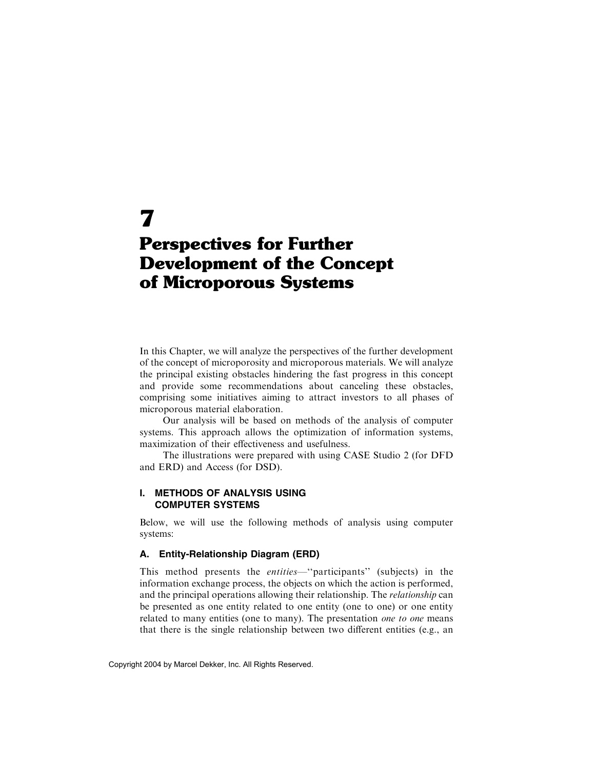# 7

# Perspectives for Further Development of the Concept of Microporous Systems

In this Chapter, we will analyze the perspectives of the further development of the concept of microporosity and microporous materials. We will analyze the principal existing obstacles hindering the fast progress in this concept and provide some recommendations about canceling these obstacles, comprising some initiatives aiming to attract investors to all phases of microporous material elaboration.

Our analysis will be based on methods of the analysis of computer systems. This approach allows the optimization of information systems, maximization of their effectiveness and usefulness.

The illustrations were prepared with using CASE Studio 2 (for DFD and ERD) and Access (for DSD).

## I. METHODS OF ANALYSIS USING COMPUTER SYSTEMS

Below, we will use the following methods of analysis using computer systems:

### A. Entity-Relationship Diagram (ERD)

This method presents the *entities*—''participants'' (subjects) in the information exchange process, the objects on which the action is performed, and the principal operations allowing their relationship. The *relationship* can be presented as one entity related to one entity (one to one) or one entity related to many entities (one to many). The presentation *one to one* means that there is the single relationship between two different entities (e.g., an

Copyright 2004 by Marcel Dekker, Inc. All Rights Reserved.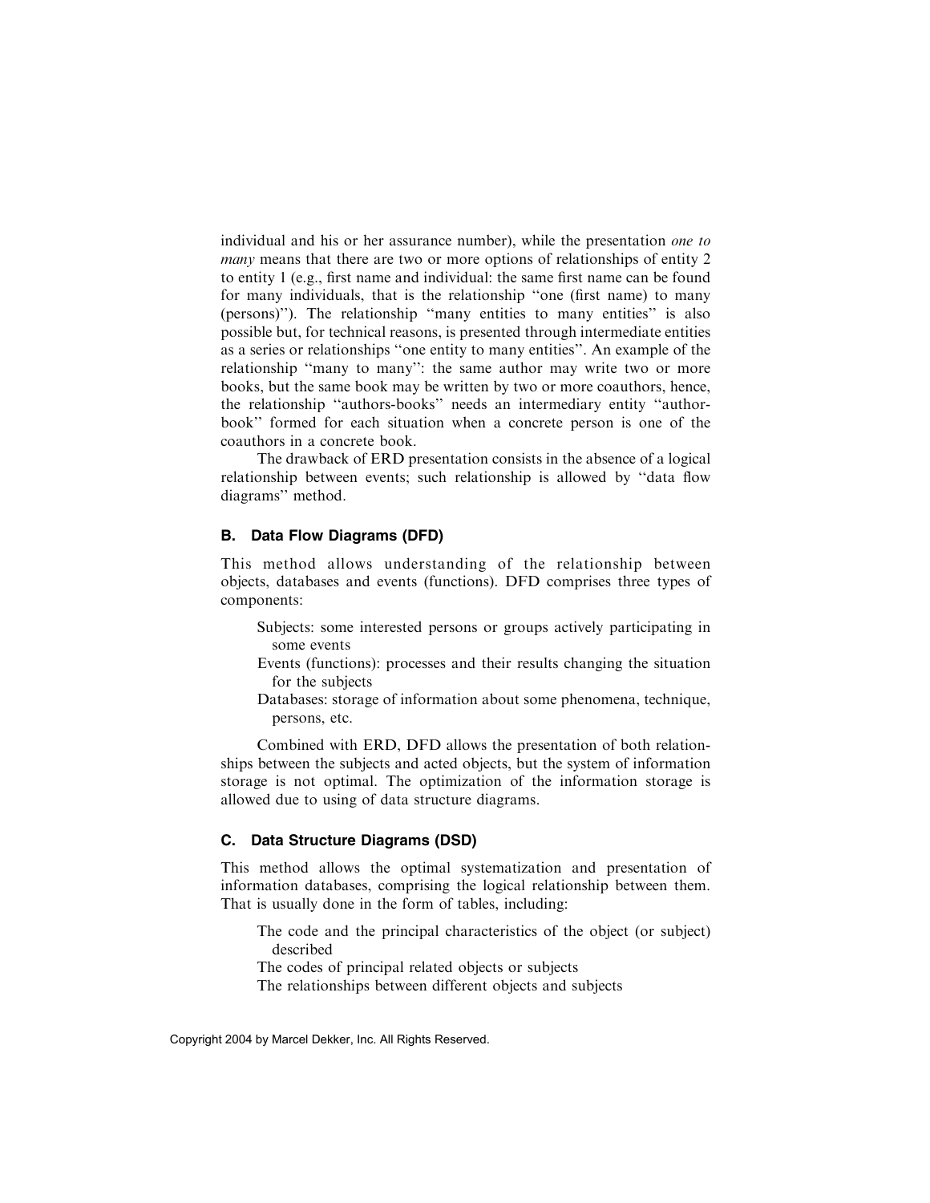individual and his or her assurance number), while the presentation *one to many* means that there are two or more options of relationships of entity 2 to entity 1 (e.g., first name and individual: the same first name can be found for many individuals, that is the relationship ‘‘one (first name) to many (persons)’’). The relationship ‘‘many entities to many entities’’ is also possible but, for technical reasons, is presented through intermediate entities as a series or relationships ‘‘one entity to many entities’’. An example of the relationship ‘‘many to many’’: the same author may write two or more books, but the same book may be written by two or more coauthors, hence, the relationship ‘‘authors-books’’ needs an intermediary entity ‘‘author-book’’ formed for each situation when a concrete person is one of the coauthors in a concrete book.

The drawback of ERD presentation consists in the absence of a logical relationship between events; such relationship is allowed by ‘‘data flow diagrams’’ method.

### B. Data Flow Diagrams (DFD)

This method allows understanding of the relationship between objects, databases and events (functions). DFD comprises three types of components:

- Subjects: some interested persons or groups actively participating in some events
- Events (functions): processes and their results changing the situation for the subjects
- Databases: storage of information about some phenomena, technique, persons, etc.

Combined with ERD, DFD allows the presentation of both relationships between the subjects and acted objects, but the system of information storage is not optimal. The optimization of the information storage is allowed due to using of data structure diagrams.

### C. Data Structure Diagrams (DSD)

This method allows the optimal systematization and presentation of information databases, comprising the logical relationship between them. That is usually done in the form of tables, including:

- The code and the principal characteristics of the object (or subject) described
- The codes of principal related objects or subjects
- The relationships between different objects and subjects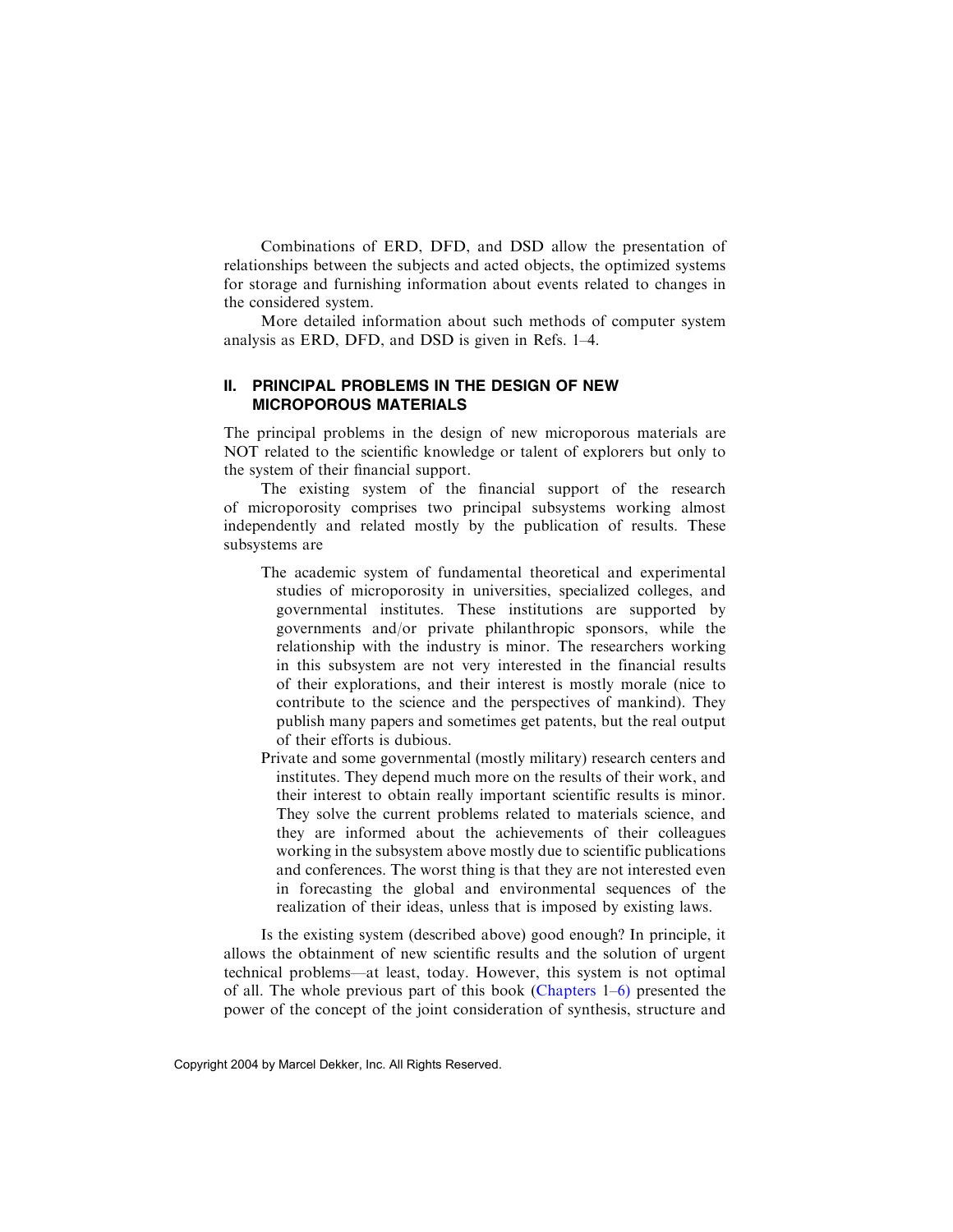Combinations of ERD, DFD, and DSD allow the presentation of relationships between the subjects and acted objects, the optimized systems for storage and furnishing information about events related to changes in the considered system.

More detailed information about such methods of computer system analysis as ERD, DFD, and DSD is given in Refs. 1–4.

## II. PRINCIPAL PROBLEMS IN THE DESIGN OF NEW MICROPOROUS MATERIALS

The principal problems in the design of new microporous materials are NOT related to the scientific knowledge or talent of explorers but only to the system of their financial support.

The existing system of the financial support of the research of microporosity comprises two principal subsystems working almost independently and related mostly by the publication of results. These subsystems are

- The academic system of fundamental theoretical and experimental studies of microporosity in universities, specialized colleges, and governmental institutes. These institutions are supported by governments and/or private philanthropic sponsors, while the relationship with the industry is minor. The researchers working in this subsystem are not very interested in the financial results of their explorations, and their interest is mostly morale (nice to contribute to the science and the perspectives of mankind). They publish many papers and sometimes get patents, but the real output of their efforts is dubious.
- Private and some governmental (mostly military) research centers and institutes. They depend much more on the results of their work, and their interest to obtain really important scientific results is minor. They solve the current problems related to materials science, and they are informed about the achievements of their colleagues working in the subsystem above mostly due to scientific publications and conferences. The worst thing is that they are not interested even in forecasting the global and environmental sequences of the realization of their ideas, unless that is imposed by existing laws.

Is the existing system (described above) good enough? In principle, it allows the obtainment of new scientific results and the solution of urgent technical problems—at least, today. However, this system is not optimal of all. The whole previous part of this book (Chapters 1–6) presented the power of the concept of the joint consideration of synthesis, structure and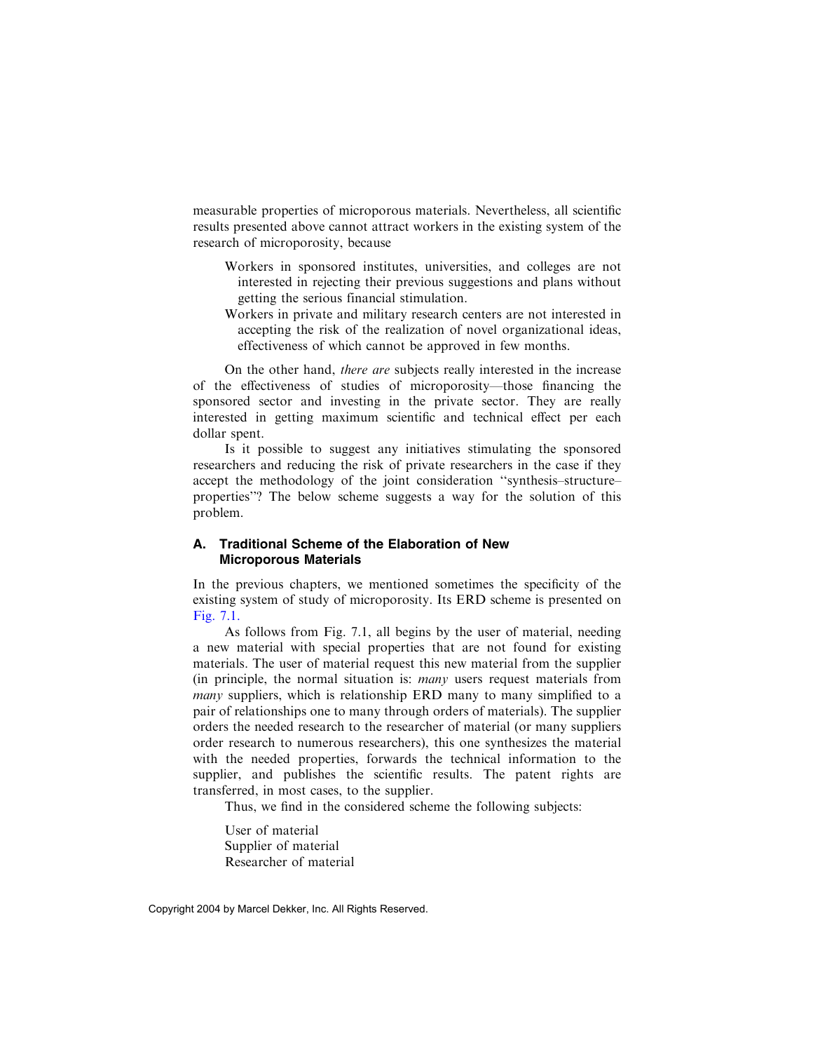measurable properties of microporous materials. Nevertheless, all scientific results presented above cannot attract workers in the existing system of the research of microporosity, because

Workers in sponsored institutes, universities, and colleges are not interested in rejecting their previous suggestions and plans without getting the serious financial stimulation.

Workers in private and military research centers are not interested in accepting the risk of the realization of novel organizational ideas, effectiveness of which cannot be approved in few months.

On the other hand, *there are* subjects really interested in the increase of the effectiveness of studies of microporosity—those financing the sponsored sector and investing in the private sector. They are really interested in getting maximum scientific and technical effect per each dollar spent.

Is it possible to suggest any initiatives stimulating the sponsored researchers and reducing the risk of private researchers in the case if they accept the methodology of the joint consideration ''synthesis–structure–properties''? The below scheme suggests a way for the solution of this problem.

## A. Traditional Scheme of the Elaboration of New Microporous Materials

In the previous chapters, we mentioned sometimes the specificity of the existing system of study of microporosity. Its ERD scheme is presented on Fig. 7.1.

As follows from Fig. 7.1, all begins by the user of material, needing a new material with special properties that are not found for existing materials. The user of material request this new material from the supplier (in principle, the normal situation is: *many* users request materials from *many* suppliers, which is relationship ERD many to many simplified to a pair of relationships one to many through orders of materials). The supplier orders the needed research to the researcher of material (or many suppliers order research to numerous researchers), this one synthesizes the material with the needed properties, forwards the technical information to the supplier, and publishes the scientific results. The patent rights are transferred, in most cases, to the supplier.

Thus, we find in the considered scheme the following subjects:

User of material
Supplier of material
Researcher of material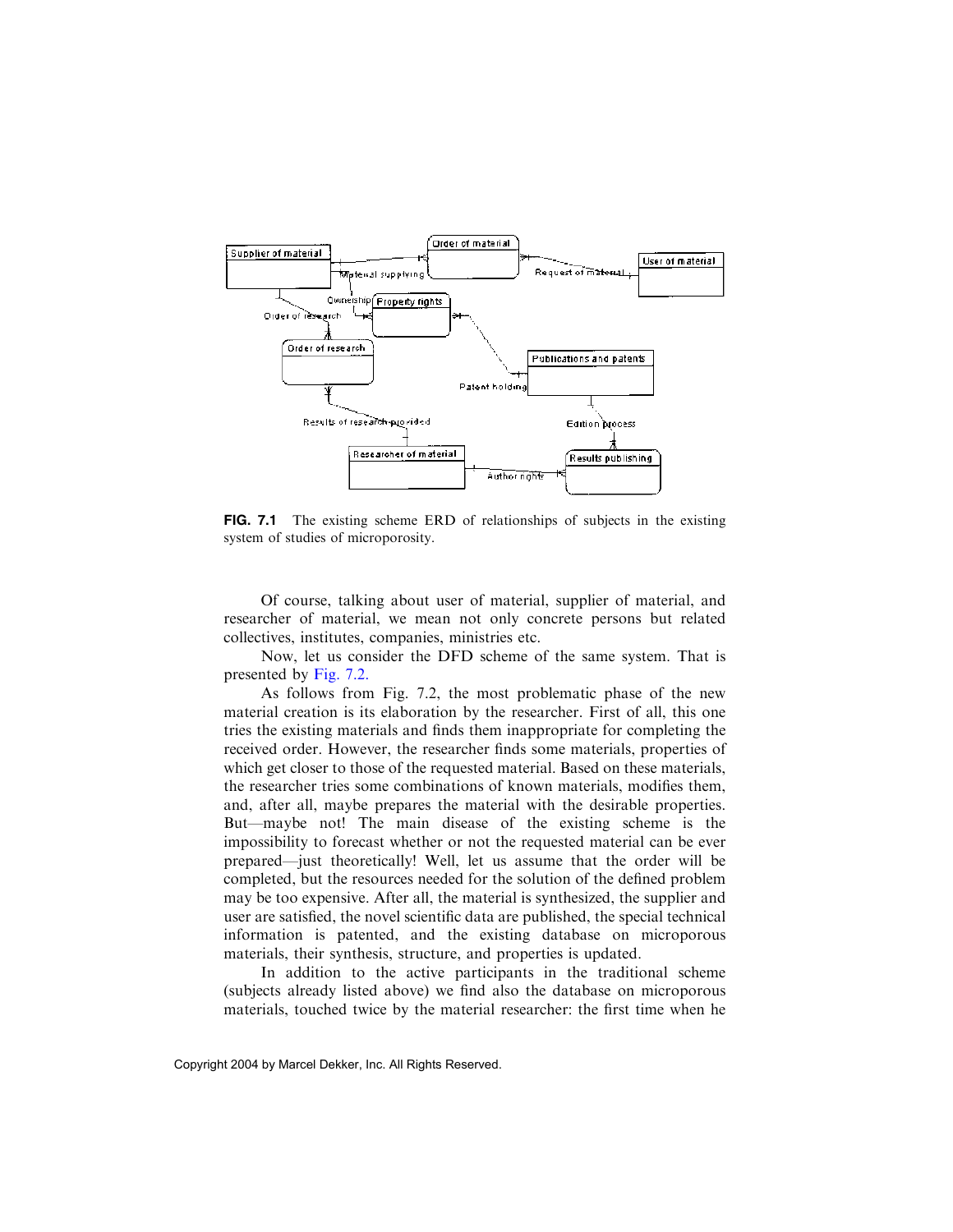**FIG. 7.1** The existing scheme ERD of relationships of subjects in the existing system of studies of microporosity.

Of course, talking about user of material, supplier of material, and researcher of material, we mean not only concrete persons but related collectives, institutes, companies, ministries etc.

Now, let us consider the DFD scheme of the same system. That is presented by Fig. 7.2.

As follows from Fig. 7.2, the most problematic phase of the new material creation is its elaboration by the researcher. First of all, this one tries the existing materials and finds them inappropriate for completing the received order. However, the researcher finds some materials, properties of which get closer to those of the requested material. Based on these materials, the researcher tries some combinations of known materials, modifies them, and, after all, maybe prepares the material with the desirable properties. But—maybe not! The main disease of the existing scheme is the impossibility to forecast whether or not the requested material can be ever prepared—just theoretically! Well, let us assume that the order will be completed, but the resources needed for the solution of the defined problem may be too expensive. After all, the material is synthesized, the supplier and user are satisfied, the novel scientific data are published, the special technical information is patented, and the existing database on microporous materials, their synthesis, structure, and properties is updated.

In addition to the active participants in the traditional scheme (subjects already listed above) we find also the database on microporous materials, touched twice by the material researcher: the first time when he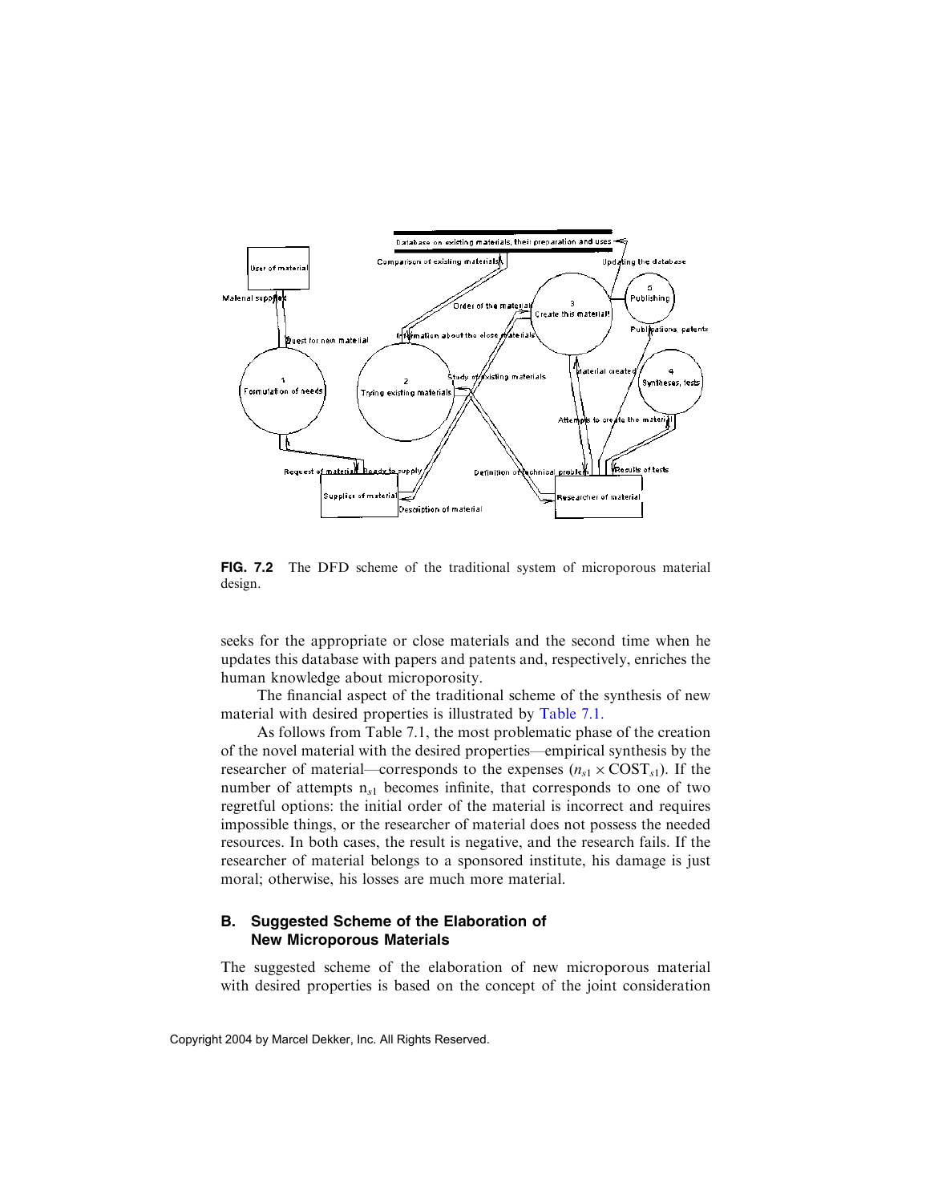**FIG. 7.2** The DFD scheme of the traditional system of microporous material design.

seeks for the appropriate or close materials and the second time when he updates this database with papers and patents and, respectively, enriches the human knowledge about microporosity.

The financial aspect of the traditional scheme of the synthesis of new material with desired properties is illustrated by Table 7.1.

As follows from Table 7.1, the most problematic phase of the creation of the novel material with the desired properties—empirical synthesis by the researcher of material—corresponds to the expenses ($n_{s1} \times \mathrm{COST}_{s1}$). If the number of attempts $n_{s1}$ becomes infinite, that corresponds to one of two regretful options: the initial order of the material is incorrect and requires impossible things, or the researcher of material does not possess the needed resources. In both cases, the result is negative, and the research fails. If the researcher of material belongs to a sponsored institute, his damage is just moral; otherwise, his losses are much more material.

### B. Suggested Scheme of the Elaboration of New Microporous Materials

The suggested scheme of the elaboration of new microporous material with desired properties is based on the concept of the joint consideration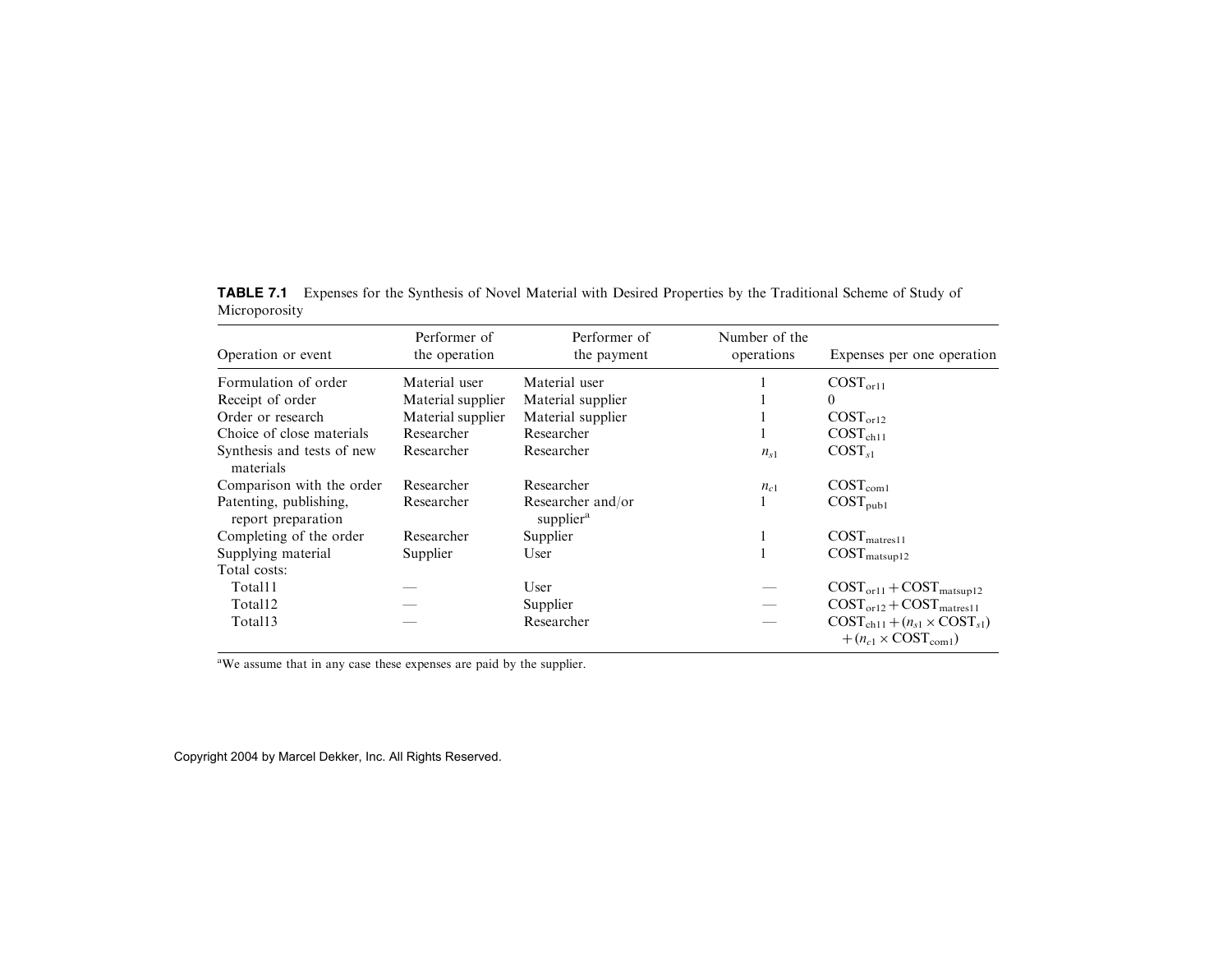**TABLE 7.1** Expenses for the Synthesis of Novel Material with Desired Properties by the Traditional Scheme of Study of Microporosity

| Operation or event | Performer of the operation | Performer of the payment | Number of the operations | Expenses per one operation |
|---|---|---|---|---|
| Formulation of order | Material user | Material user | 1 | $COST_{or11}$ |
| Receipt of order | Material supplier | Material supplier | 1 | 0 |
| Order or research | Material supplier | Material supplier | 1 | $COST_{or12}$ |
| Choice of close materials | Researcher | Researcher | 1 | $COST_{ch11}$ |
| Synthesis and tests of new materials | Researcher | Researcher | $n_{s1}$ | $COST_{s1}$ |
| Comparison with the order | Researcher | Researcher | $n_{c1}$ | $COST_{com1}$ |
| Patenting, publishing, report preparation | Researcher | Researcher and/or supplier[a] | 1 | $COST_{pub1}$ |
| Completing of the order | Researcher | Supplier | 1 | $COST_{matres11}$ |
| Supplying material | Supplier | User | 1 | $COST_{matsup12}$ |
| Total costs: | | | | |
| Total11 | — | User | — | $COST_{or11} + COST_{matsup12}$ |
| Total12 | — | Supplier | — | $COST_{or12} + COST_{matres11}$ |
| Total13 | — | Researcher | — | $COST_{ch11} + (n_{s1} \times COST_{s1}) + (n_{c1} \times COST_{com1})$ |

[a]We assume that in any case these expenses are paid by the supplier.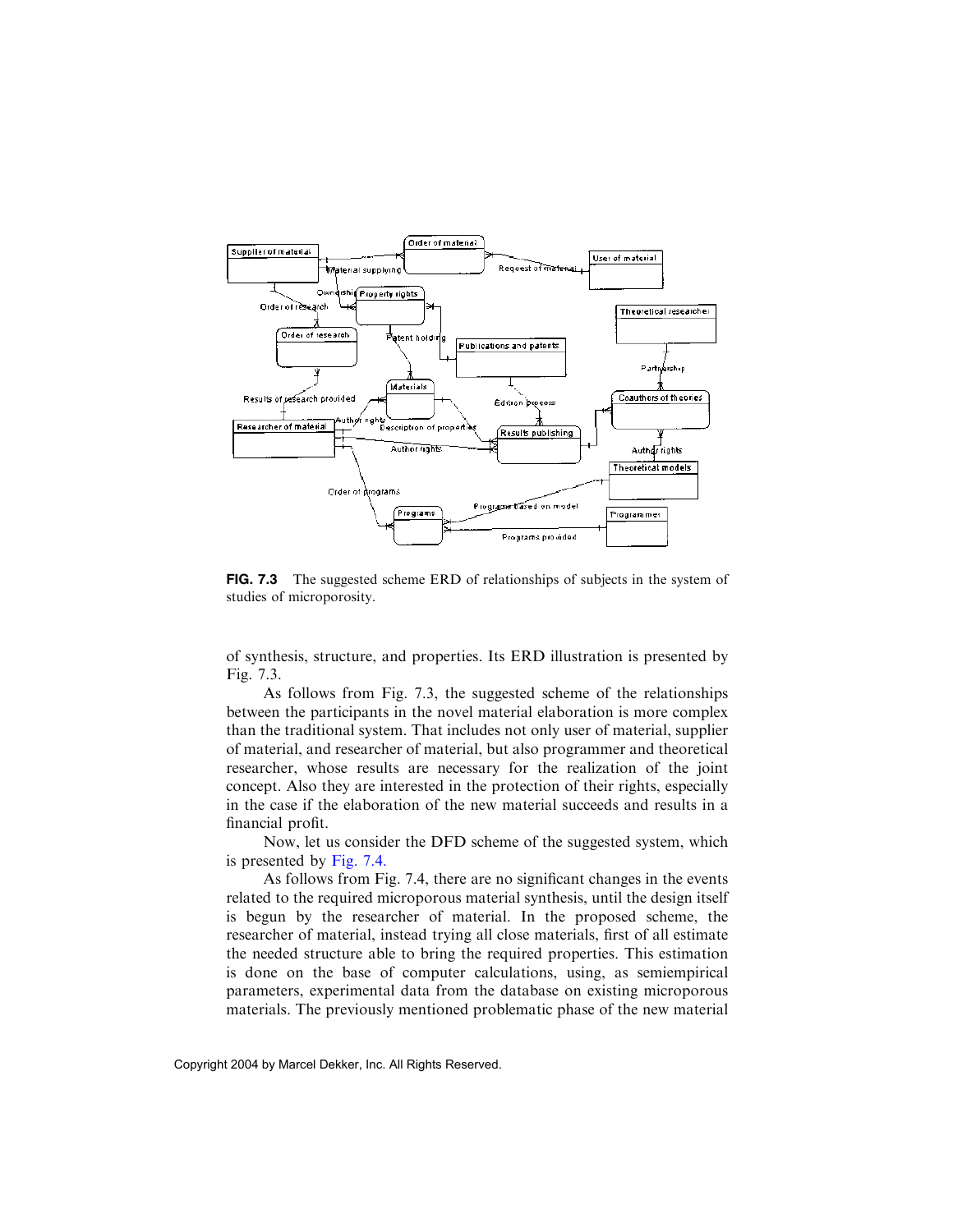**FIG. 7.3** The suggested scheme ERD of relationships of subjects in the system of studies of microporosity.

of synthesis, structure, and properties. Its ERD illustration is presented by Fig. 7.3.

As follows from Fig. 7.3, the suggested scheme of the relationships between the participants in the novel material elaboration is more complex than the traditional system. That includes not only user of material, supplier of material, and researcher of material, but also programmer and theoretical researcher, whose results are necessary for the realization of the joint concept. Also they are interested in the protection of their rights, especially in the case if the elaboration of the new material succeeds and results in a financial profit.

Now, let us consider the DFD scheme of the suggested system, which is presented by Fig. 7.4.

As follows from Fig. 7.4, there are no significant changes in the events related to the required microporous material synthesis, until the design itself is begun by the researcher of material. In the proposed scheme, the researcher of material, instead trying all close materials, first of all estimate the needed structure able to bring the required properties. This estimation is done on the base of computer calculations, using, as semiempirical parameters, experimental data from the database on existing microporous materials. The previously mentioned problematic phase of the new material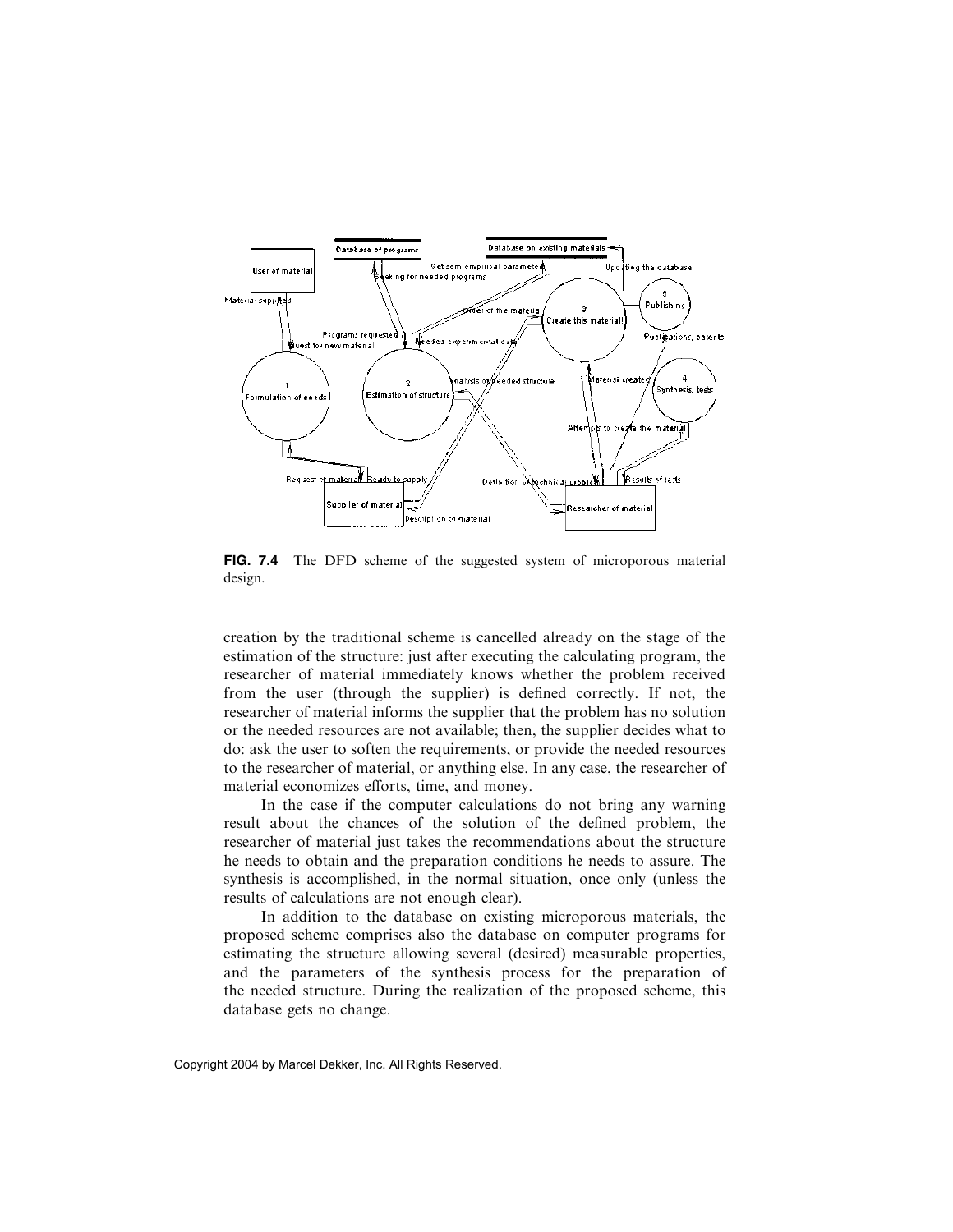**FIG. 7.4** The DFD scheme of the suggested system of microporous material design.

creation by the traditional scheme is cancelled already on the stage of the estimation of the structure: just after executing the calculating program, the researcher of material immediately knows whether the problem received from the user (through the supplier) is defined correctly. If not, the researcher of material informs the supplier that the problem has no solution or the needed resources are not available; then, the supplier decides what to do: ask the user to soften the requirements, or provide the needed resources to the researcher of material, or anything else. In any case, the researcher of material economizes efforts, time, and money.

In the case if the computer calculations do not bring any warning result about the chances of the solution of the defined problem, the researcher of material just takes the recommendations about the structure he needs to obtain and the preparation conditions he needs to assure. The synthesis is accomplished, in the normal situation, once only (unless the results of calculations are not enough clear).

In addition to the database on existing microporous materials, the proposed scheme comprises also the database on computer programs for estimating the structure allowing several (desired) measurable properties, and the parameters of the synthesis process for the preparation of the needed structure. During the realization of the proposed scheme, this database gets no change.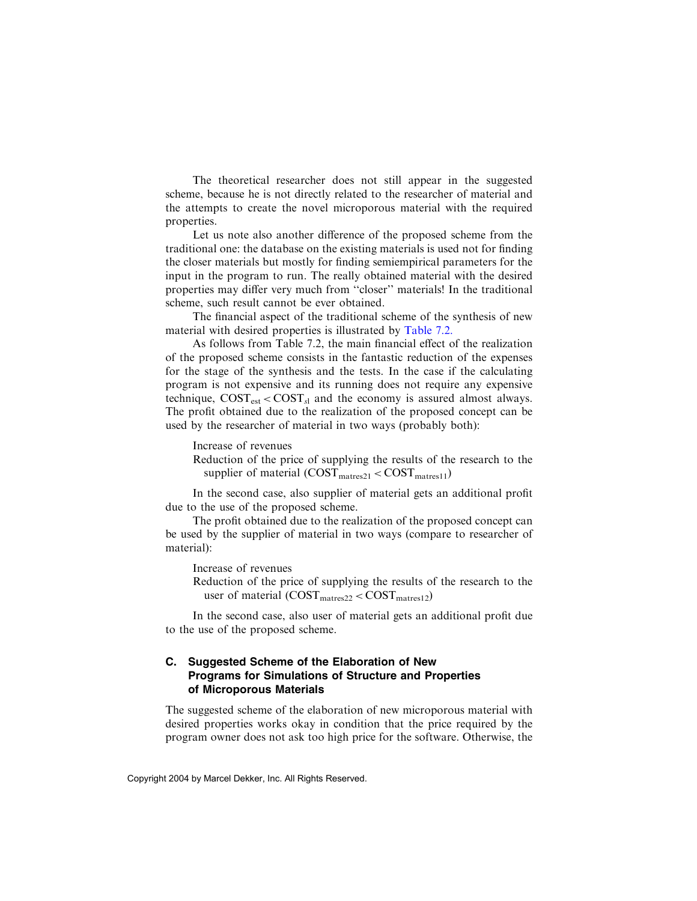The theoretical researcher does not still appear in the suggested scheme, because he is not directly related to the researcher of material and the attempts to create the novel microporous material with the required properties.

Let us note also another difference of the proposed scheme from the traditional one: the database on the existing materials is used not for finding the closer materials but mostly for finding semiempirical parameters for the input in the program to run. The really obtained material with the desired properties may differ very much from "closer" materials! In the traditional scheme, such result cannot be ever obtained.

The financial aspect of the traditional scheme of the synthesis of new material with desired properties is illustrated by Table 7.2.

As follows from Table 7.2, the main financial effect of the realization of the proposed scheme consists in the fantastic reduction of the expenses for the stage of the synthesis and the tests. In the case if the calculating program is not expensive and its running does not require any expensive technique, $COST_{est} < COST_{sl}$ and the economy is assured almost always. The profit obtained due to the realization of the proposed concept can be used by the researcher of material in two ways (probably both):

- Increase of revenues
- Reduction of the price of supplying the results of the research to the supplier of material ($COST_{matres21} < COST_{matres11}$)

In the second case, also supplier of material gets an additional profit due to the use of the proposed scheme.

The profit obtained due to the realization of the proposed concept can be used by the supplier of material in two ways (compare to researcher of material):

- Increase of revenues
- Reduction of the price of supplying the results of the research to the user of material ($COST_{matres22} < COST_{matres12}$)

In the second case, also user of material gets an additional profit due to the use of the proposed scheme.

## C. Suggested Scheme of the Elaboration of New Programs for Simulations of Structure and Properties of Microporous Materials

The suggested scheme of the elaboration of new microporous material with desired properties works okay in condition that the price required by the program owner does not ask too high price for the software. Otherwise, the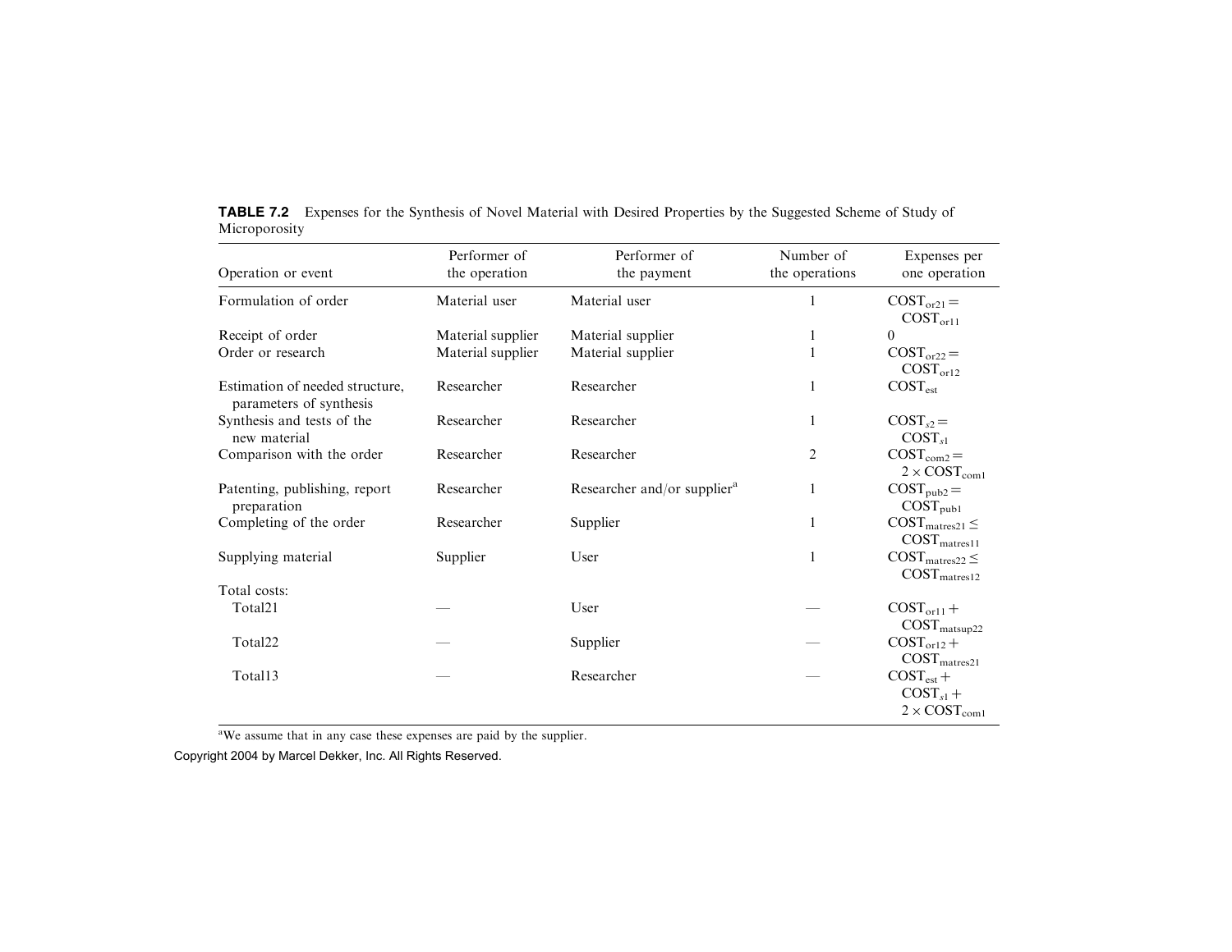**TABLE 7.2** Expenses for the Synthesis of Novel Material with Desired Properties by the Suggested Scheme of Study of Microporosity

| Operation or event | Performer of the operation | Performer of the payment | Number of the operations | Expenses per one operation |
|---|---|---|---|---|
| Formulation of order | Material user | Material user | 1 | $COST_{or21} = COST_{or11}$ |
| Receipt of order | Material supplier | Material supplier | 1 | 0 |
| Order or research | Material supplier | Material supplier | 1 | $COST_{or22} = COST_{or12}$ |
| Estimation of needed structure, parameters of synthesis | Researcher | Researcher | 1 | $COST_{est}$ |
| Synthesis and tests of the new material | Researcher | Researcher | 1 | $COST_{s2} = COST_{s1}$ |
| Comparison with the order | Researcher | Researcher | 2 | $COST_{com2} = 2 \times COST_{com1}$ |
| Patenting, publishing, report preparation | Researcher | Researcher and/or supplier[a] | 1 | $COST_{pub2} = COST_{pub1}$ |
| Completing of the order | Researcher | Supplier | 1 | $COST_{matres21} \leq COST_{matres11}$ |
| Supplying material | Supplier | User | 1 | $COST_{matres22} \leq COST_{matres12}$ |
| Total costs: | | | | |
| Total21 | — | User | — | $COST_{or11} + COST_{matsup22}$ |
| Total22 | — | Supplier | — | $COST_{or12} + COST_{matres21}$ |
| Total13 | — | Researcher | — | $COST_{est} + COST_{s1} + 2 \times COST_{com1}$ |

[a]We assume that in any case these expenses are paid by the supplier.

Copyright 2004 by Marcel Dekker, Inc. All Rights Reserved.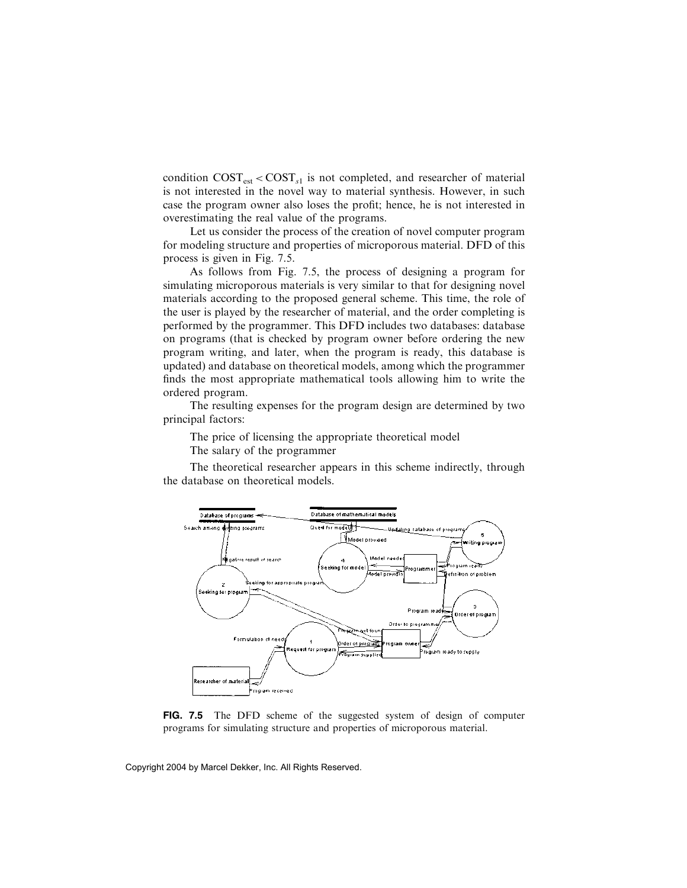condition $COST_{est} < COST_{s1}$ is not completed, and researcher of material is not interested in the novel way to material synthesis. However, in such case the program owner also loses the profit; hence, he is not interested in overestimating the real value of the programs.

Let us consider the process of the creation of novel computer program for modeling structure and properties of microporous material. DFD of this process is given in Fig. 7.5.

As follows from Fig. 7.5, the process of designing a program for simulating microporous materials is very similar to that for designing novel materials according to the proposed general scheme. This time, the role of the user is played by the researcher of material, and the order completing is performed by the programmer. This DFD includes two databases: database on programs (that is checked by program owner before ordering the new program writing, and later, when the program is ready, this database is updated) and database on theoretical models, among which the programmer finds the most appropriate mathematical tools allowing him to write the ordered program.

The resulting expenses for the program design are determined by two principal factors:

The price of licensing the appropriate theoretical model
The salary of the programmer

The theoretical researcher appears in this scheme indirectly, through the database on theoretical models.

**FIG. 7.5** The DFD scheme of the suggested system of design of computer programs for simulating structure and properties of microporous material.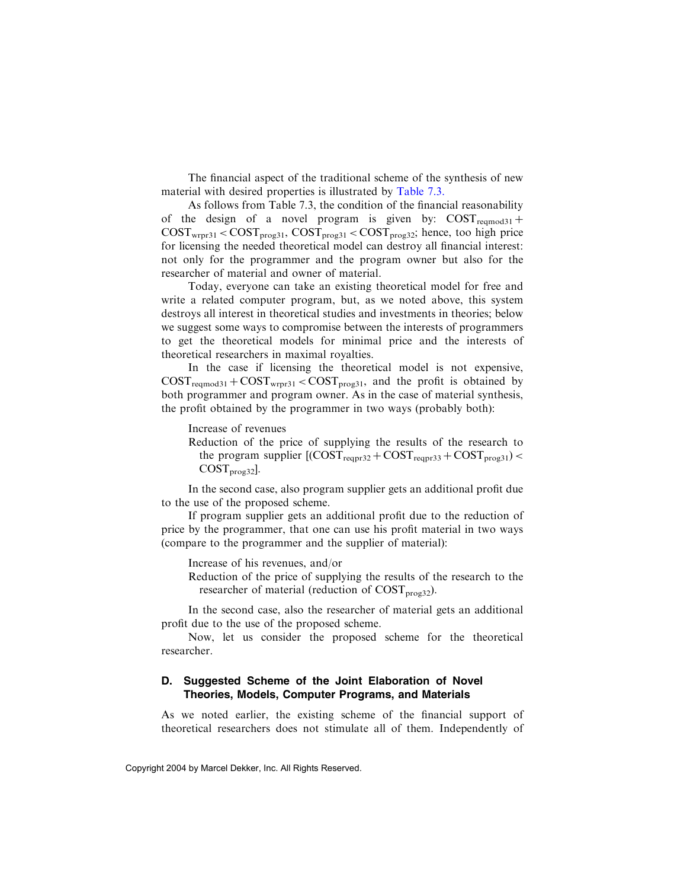The financial aspect of the traditional scheme of the synthesis of new material with desired properties is illustrated by Table 7.3.

As follows from Table 7.3, the condition of the financial reasonability of the design of a novel program is given by: $COST_{reqmod31} + COST_{wrpr31} < COST_{prog31}$, $COST_{prog31} < COST_{prog32}$; hence, too high price for licensing the needed theoretical model can destroy all financial interest: not only for the programmer and the program owner but also for the researcher of material and owner of material.

Today, everyone can take an existing theoretical model for free and write a related computer program, but, as we noted above, this system destroys all interest in theoretical studies and investments in theories; below we suggest some ways to compromise between the interests of programmers to get the theoretical models for minimal price and the interests of theoretical researchers in maximal royalties.

In the case if licensing the theoretical model is not expensive, $COST_{reqmod31} + COST_{wrpr31} < COST_{prog31}$, and the profit is obtained by both programmer and program owner. As in the case of material synthesis, the profit obtained by the programmer in two ways (probably both):

- Increase of revenues
- Reduction of the price of supplying the results of the research to the program supplier [$(COST_{reqpr32} + COST_{reqpr33} + COST_{prog31}) < COST_{prog32}$].

In the second case, also program supplier gets an additional profit due to the use of the proposed scheme.

If program supplier gets an additional profit due to the reduction of price by the programmer, that one can use his profit material in two ways (compare to the programmer and the supplier of material):

- Increase of his revenues, and/or
- Reduction of the price of supplying the results of the research to the researcher of material (reduction of $COST_{prog32}$).

In the second case, also the researcher of material gets an additional profit due to the use of the proposed scheme.

Now, let us consider the proposed scheme for the theoretical researcher.

### D. Suggested Scheme of the Joint Elaboration of Novel Theories, Models, Computer Programs, and Materials

As we noted earlier, the existing scheme of the financial support of theoretical researchers does not stimulate all of them. Independently of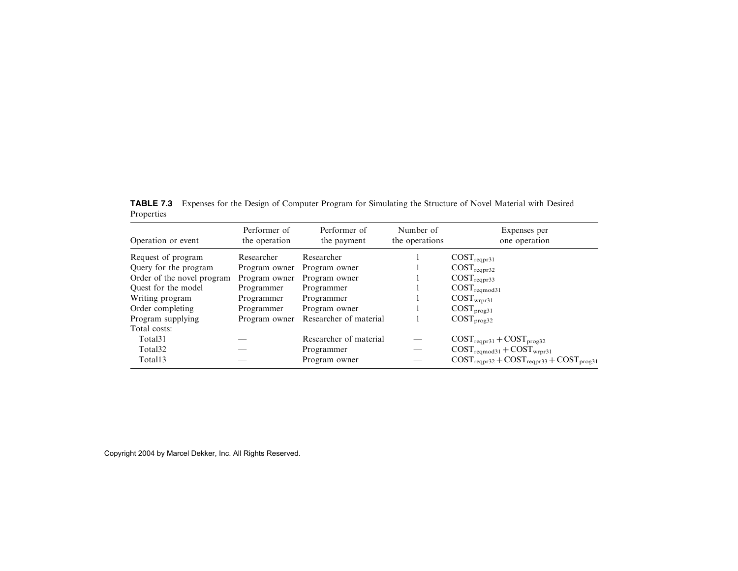**TABLE 7.3** Expenses for the Design of Computer Program for Simulating the Structure of Novel Material with Desired Properties

| Operation or event | Performer of the operation | Performer of the payment | Number of the operations | Expenses per one operation |
|---|---|---|---|---|
| Request of program | Researcher | Researcher | 1 | $COST_{reqpr31}$ |
| Query for the program | Program owner | Program owner | 1 | $COST_{reqpr32}$ |
| Order of the novel program | Program owner | Program owner | 1 | $COST_{reqpr33}$ |
| Quest for the model | Programmer | Programmer | 1 | $COST_{reqmod31}$ |
| Writing program | Programmer | Programmer | 1 | $COST_{wrpr31}$ |
| Order completing | Programmer | Program owner | 1 | $COST_{prog31}$ |
| Program supplying | Program owner | Researcher of material | 1 | $COST_{prog32}$ |
| Total costs: | | | | |
| Total31 | — | Researcher of material | — | $COST_{reqpr31} + COST_{prog32}$ |
| Total32 | — | Programmer | — | $COST_{reqmod31} + COST_{wrpr31}$ |
| Total13 | — | Program owner | — | $COST_{reqpr32} + COST_{reqpr33} + COST_{prog31}$ |

Copyright 2004 by Marcel Dekker, Inc. All Rights Reserved.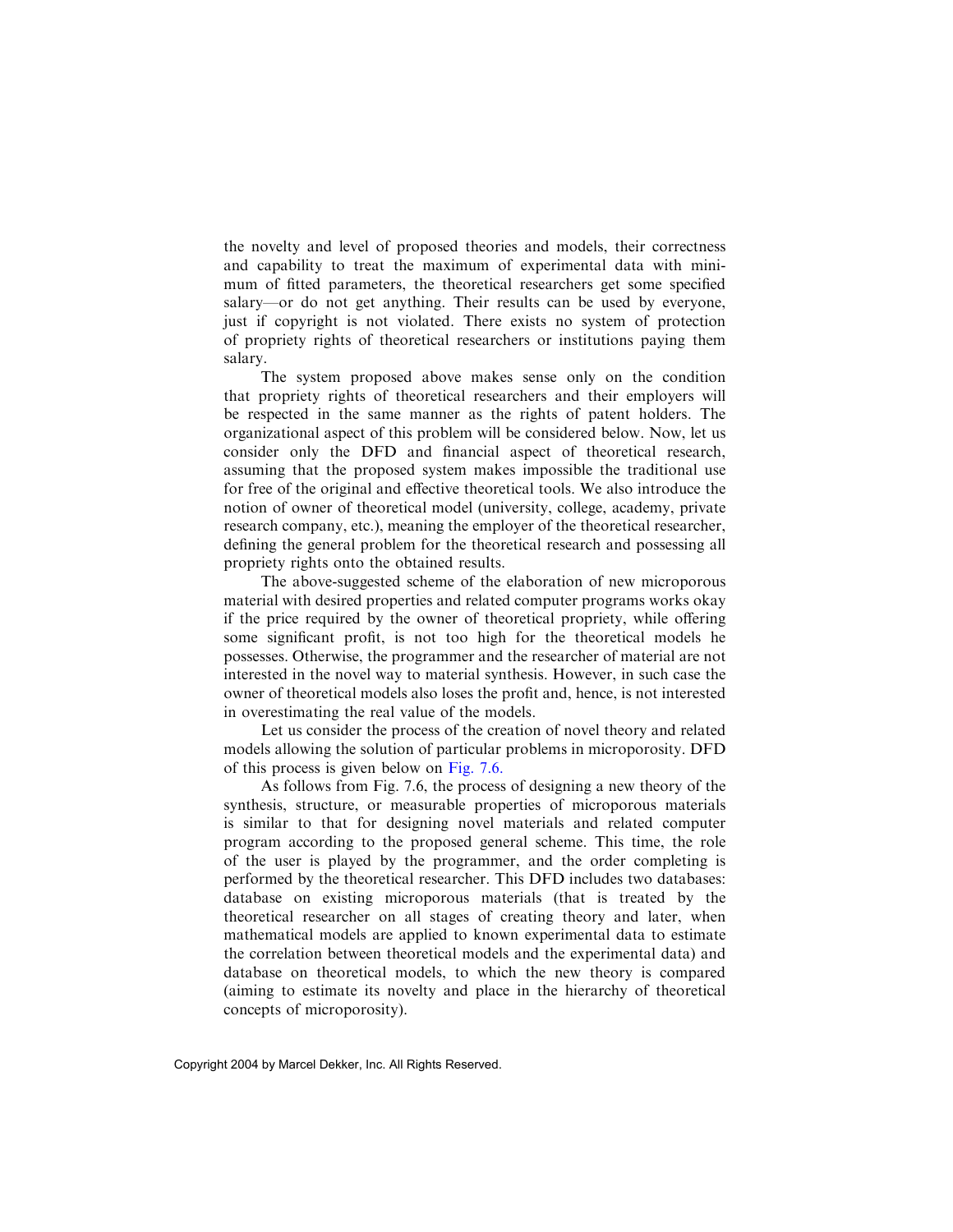the novelty and level of proposed theories and models, their correctness and capability to treat the maximum of experimental data with minimum of fitted parameters, the theoretical researchers get some specified salary—or do not get anything. Their results can be used by everyone, just if copyright is not violated. There exists no system of protection of propriety rights of theoretical researchers or institutions paying them salary.

The system proposed above makes sense only on the condition that propriety rights of theoretical researchers and their employers will be respected in the same manner as the rights of patent holders. The organizational aspect of this problem will be considered below. Now, let us consider only the DFD and financial aspect of theoretical research, assuming that the proposed system makes impossible the traditional use for free of the original and effective theoretical tools. We also introduce the notion of owner of theoretical model (university, college, academy, private research company, etc.), meaning the employer of the theoretical researcher, defining the general problem for the theoretical research and possessing all propriety rights onto the obtained results.

The above-suggested scheme of the elaboration of new microporous material with desired properties and related computer programs works okay if the price required by the owner of theoretical propriety, while offering some significant profit, is not too high for the theoretical models he possesses. Otherwise, the programmer and the researcher of material are not interested in the novel way to material synthesis. However, in such case the owner of theoretical models also loses the profit and, hence, is not interested in overestimating the real value of the models.

Let us consider the process of the creation of novel theory and related models allowing the solution of particular problems in microporosity. DFD of this process is given below on Fig. 7.6.

As follows from Fig. 7.6, the process of designing a new theory of the synthesis, structure, or measurable properties of microporous materials is similar to that for designing novel materials and related computer program according to the proposed general scheme. This time, the role of the user is played by the programmer, and the order completing is performed by the theoretical researcher. This DFD includes two databases: database on existing microporous materials (that is treated by the theoretical researcher on all stages of creating theory and later, when mathematical models are applied to known experimental data to estimate the correlation between theoretical models and the experimental data) and database on theoretical models, to which the new theory is compared (aiming to estimate its novelty and place in the hierarchy of theoretical concepts of microporosity).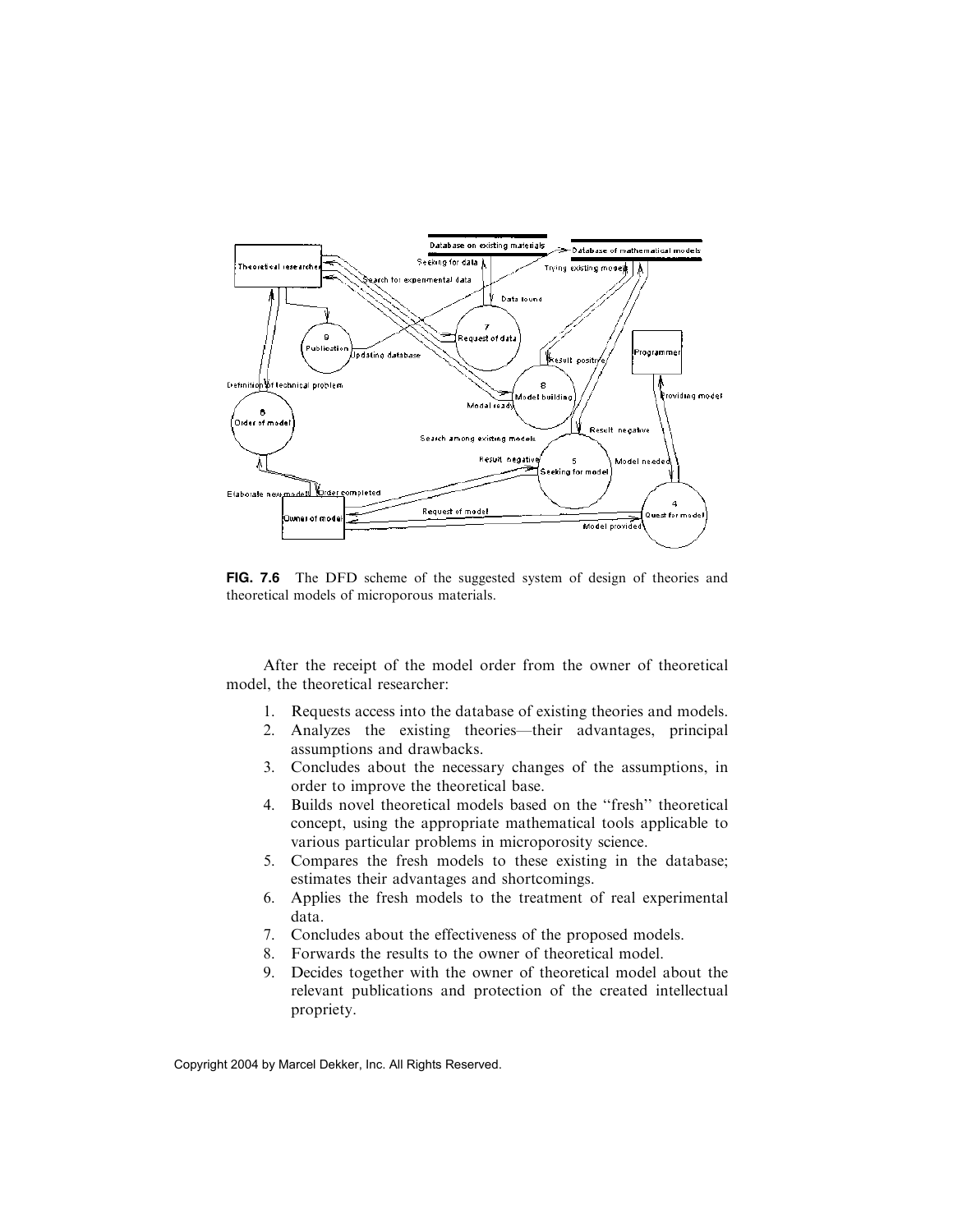**FIG. 7.6** The DFD scheme of the suggested system of design of theories and theoretical models of microporous materials.

After the receipt of the model order from the owner of theoretical model, the theoretical researcher:

1. Requests access into the database of existing theories and models.
2. Analyzes the existing theories—their advantages, principal assumptions and drawbacks.
3. Concludes about the necessary changes of the assumptions, in order to improve the theoretical base.
4. Builds novel theoretical models based on the ''fresh'' theoretical concept, using the appropriate mathematical tools applicable to various particular problems in microporosity science.
5. Compares the fresh models to these existing in the database; estimates their advantages and shortcomings.
6. Applies the fresh models to the treatment of real experimental data.
7. Concludes about the effectiveness of the proposed models.
8. Forwards the results to the owner of theoretical model.
9. Decides together with the owner of theoretical model about the relevant publications and protection of the created intellectual propriety.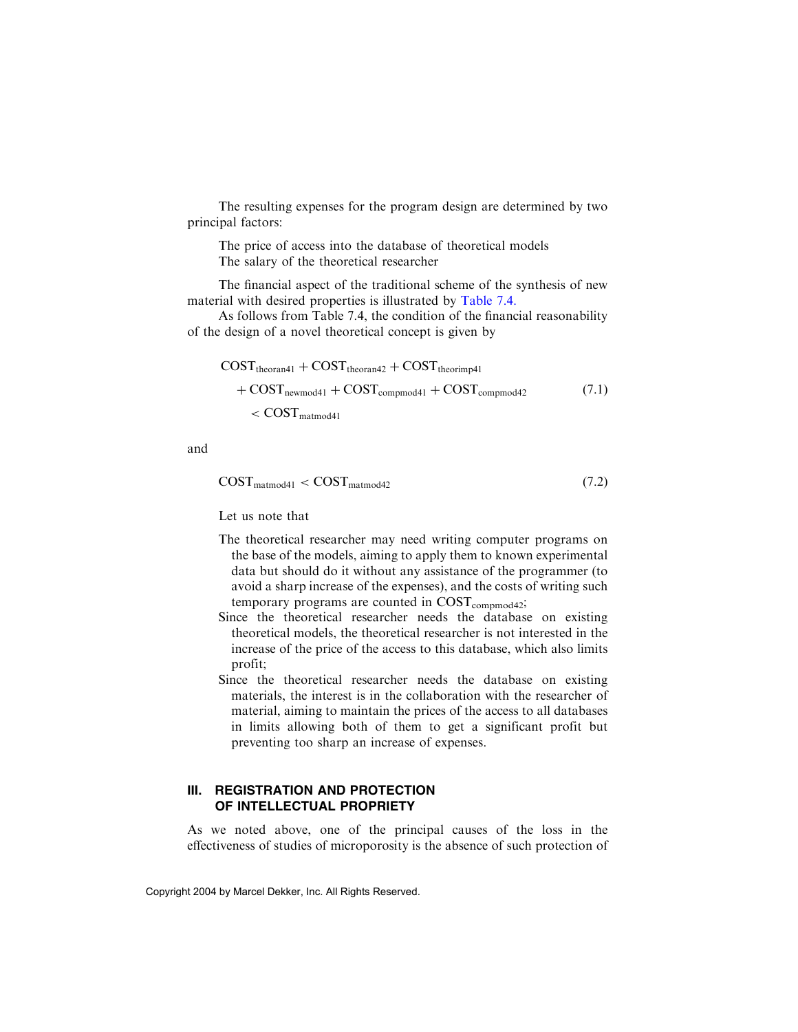The resulting expenses for the program design are determined by two principal factors:

The price of access into the database of theoretical models
The salary of the theoretical researcher

The financial aspect of the traditional scheme of the synthesis of new material with desired properties is illustrated by Table 7.4.

As follows from Table 7.4, the condition of the financial reasonability of the design of a novel theoretical concept is given by

$$
\begin{aligned}
&\mathrm{COST}_{\mathrm{theoran41}} + \mathrm{COST}_{\mathrm{theoran42}} + \mathrm{COST}_{\mathrm{theorimp41}} \\
&\quad + \mathrm{COST}_{\mathrm{newmod41}} + \mathrm{COST}_{\mathrm{compmod41}} + \mathrm{COST}_{\mathrm{compmod42}} \\
&\qquad < \mathrm{COST}_{\mathrm{matmod41}}
\end{aligned}
\tag{7.1}
$$

and

$$
\mathrm{COST}_{\mathrm{matmod41}} < \mathrm{COST}_{\mathrm{matmod42}} \tag{7.2}
$$

Let us note that

The theoretical researcher may need writing computer programs on the base of the models, aiming to apply them to known experimental data but should do it without any assistance of the programmer (to avoid a sharp increase of the expenses), and the costs of writing such temporary programs are counted in $\mathrm{COST}_{\mathrm{compmod42}}$;

Since the theoretical researcher needs the database on existing theoretical models, the theoretical researcher is not interested in the increase of the price of the access to this database, which also limits profit;

Since the theoretical researcher needs the database on existing materials, the interest is in the collaboration with the researcher of material, aiming to maintain the prices of the access to all databases in limits allowing both of them to get a significant profit but preventing too sharp an increase of expenses.

## III. REGISTRATION AND PROTECTION OF INTELLECTUAL PROPRIETY

As we noted above, one of the principal causes of the loss in the effectiveness of studies of microporosity is the absence of such protection of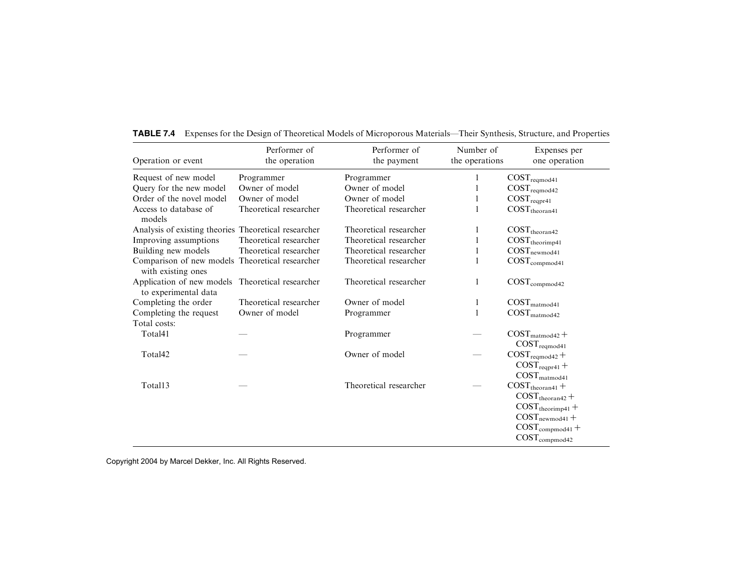**TABLE 7.4** Expenses for the Design of Theoretical Models of Microporous Materials—Their Synthesis, Structure, and Properties

| Operation or event | Performer of the operation | Performer of the payment | Number of the operations | Expenses per one operation |
|---|---|---|---|---|
| Request of new model | Programmer | Programmer | 1 | $COST_{reqmod41}$ |
| Query for the new model | Owner of model | Owner of model | 1 | $COST_{reqmod42}$ |
| Order of the novel model | Owner of model | Owner of model | 1 | $COST_{reqpr41}$ |
| Access to database of models | Theoretical researcher | Theoretical researcher | 1 | $COST_{theoran41}$ |
| Analysis of existing theories | Theoretical researcher | Theoretical researcher | 1 | $COST_{theoran42}$ |
| Improving assumptions | Theoretical researcher | Theoretical researcher | 1 | $COST_{theorimp41}$ |
| Building new models | Theoretical researcher | Theoretical researcher | 1 | $COST_{newmod41}$ |
| Comparison of new models with existing ones | Theoretical researcher | Theoretical researcher | 1 | $COST_{compmod41}$ |
| Application of new models to experimental data | Theoretical researcher | Theoretical researcher | 1 | $COST_{compmod42}$ |
| Completing the order | Theoretical researcher | Owner of model | 1 | $COST_{matmod41}$ |
| Completing the request | Owner of model | Programmer | 1 | $COST_{matmod42}$ |
| Total costs: | | | | |
| Total41 | — | Programmer | — | $COST_{matmod42} + COST_{reqmod41}$ |
| Total42 | — | Owner of model | — | $COST_{reqmod42} + COST_{reqpr41} + COST_{matmod41}$ |
| Total13 | — | Theoretical researcher | — | $COST_{theoran41} + COST_{theoran42} + COST_{theorimp41} + COST_{newmod41} + COST_{compmod41} + COST_{compmod42}$ |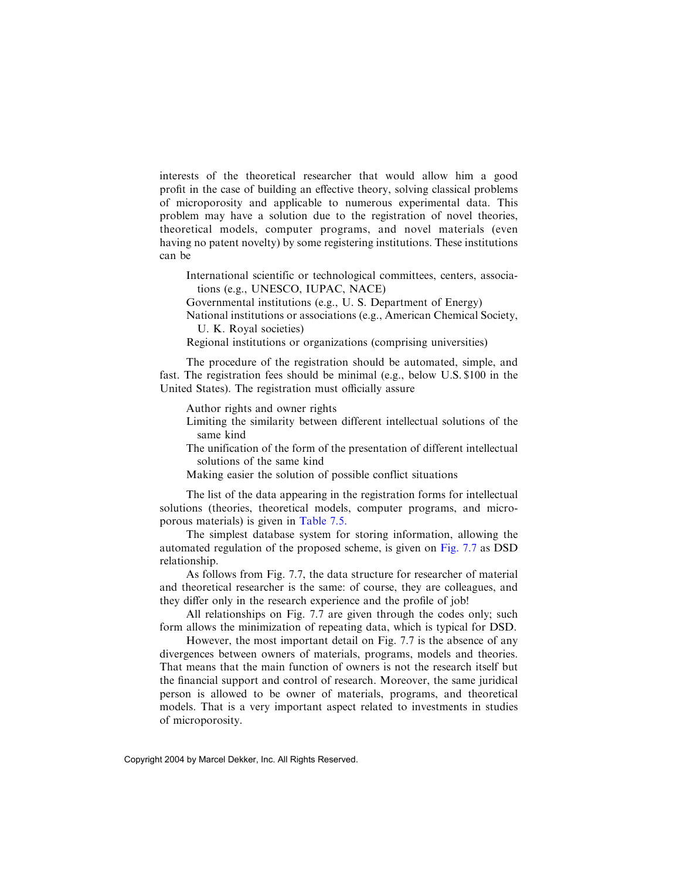interests of the theoretical researcher that would allow him a good profit in the case of building an effective theory, solving classical problems of microporosity and applicable to numerous experimental data. This problem may have a solution due to the registration of novel theories, theoretical models, computer programs, and novel materials (even having no patent novelty) by some registering institutions. These institutions can be

- International scientific or technological committees, centers, associations (e.g., UNESCO, IUPAC, NACE)
- Governmental institutions (e.g., U. S. Department of Energy)
- National institutions or associations (e.g., American Chemical Society, U. K. Royal societies)
- Regional institutions or organizations (comprising universities)

The procedure of the registration should be automated, simple, and fast. The registration fees should be minimal (e.g., below U.S. $100 in the United States). The registration must officially assure

- Author rights and owner rights
- Limiting the similarity between different intellectual solutions of the same kind
- The unification of the form of the presentation of different intellectual solutions of the same kind
- Making easier the solution of possible conflict situations

The list of the data appearing in the registration forms for intellectual solutions (theories, theoretical models, computer programs, and microporous materials) is given in Table 7.5.

The simplest database system for storing information, allowing the automated regulation of the proposed scheme, is given on Fig. 7.7 as DSD relationship.

As follows from Fig. 7.7, the data structure for researcher of material and theoretical researcher is the same: of course, they are colleagues, and they differ only in the research experience and the profile of job!

All relationships on Fig. 7.7 are given through the codes only; such form allows the minimization of repeating data, which is typical for DSD.

However, the most important detail on Fig. 7.7 is the absence of any divergences between owners of materials, programs, models and theories. That means that the main function of owners is not the research itself but the financial support and control of research. Moreover, the same juridical person is allowed to be owner of materials, programs, and theoretical models. That is a very important aspect related to investments in studies of microporosity.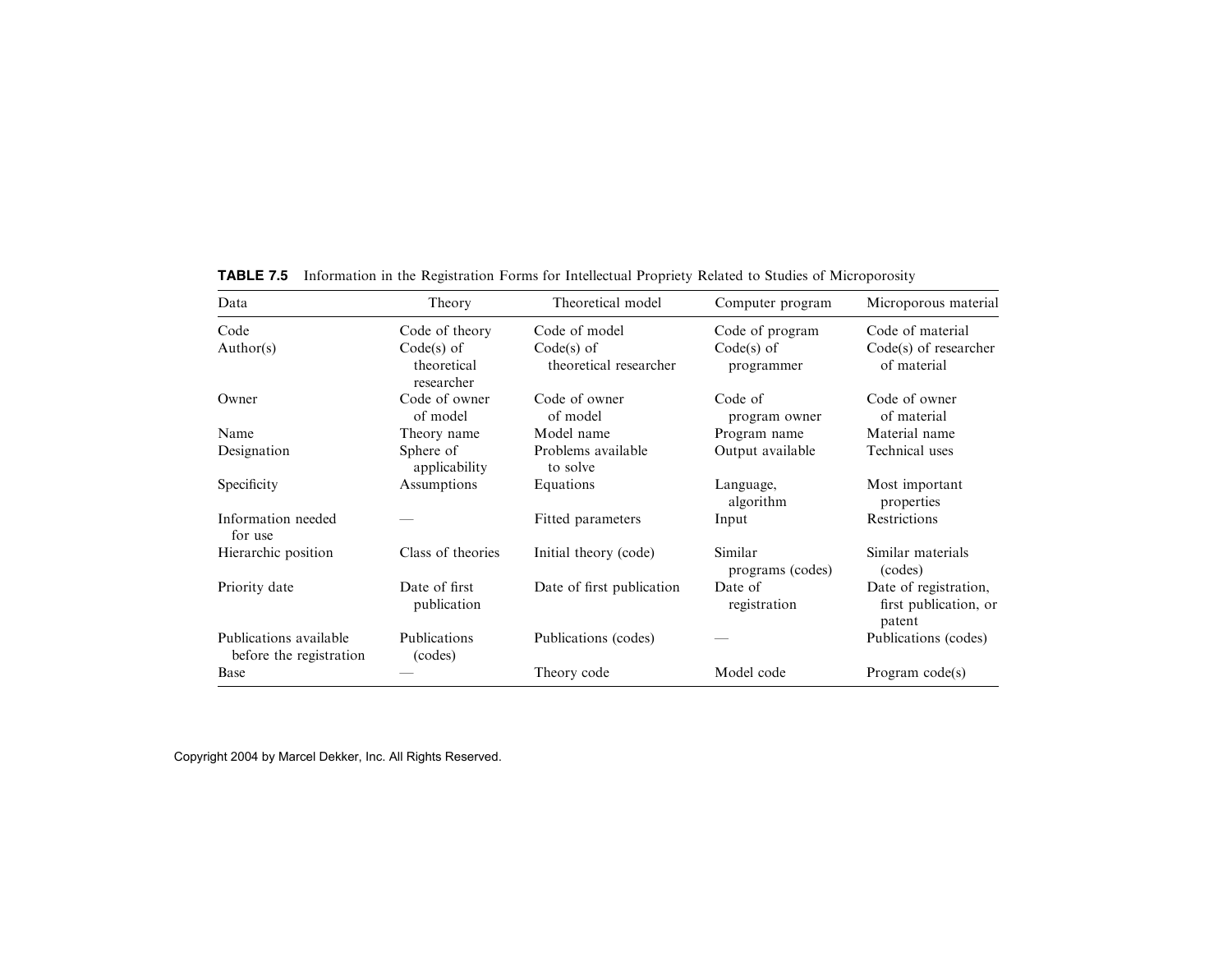**TABLE 7.5** Information in the Registration Forms for Intellectual Propriety Related to Studies of Microporosity

| Data | Theory | Theoretical model | Computer program | Microporous material |
|---|---|---|---|---|
| Code | Code of theory | Code of model | Code of program | Code of material |
| Author(s) | Code(s) of theoretical researcher | Code(s) of theoretical researcher | Code(s) of programmer | Code(s) of researcher of material |
| Owner | Code of owner of model | Code of owner of model | Code of program owner | Code of owner of material |
| Name | Theory name | Model name | Program name | Material name |
| Designation | Sphere of applicability | Problems available to solve | Output available | Technical uses |
| Specificity | Assumptions | Equations | Language, algorithm | Most important properties |
| Information needed for use | — | Fitted parameters | Input | Restrictions |
| Hierarchic position | Class of theories | Initial theory (code) | Similar programs (codes) | Similar materials (codes) |
| Priority date | Date of first publication | Date of first publication | Date of registration | Date of registration, first publication, or patent |
| Publications available before the registration | Publications (codes) | Publications (codes) | — | Publications (codes) |
| Base | — | Theory code | Model code | Program code(s) |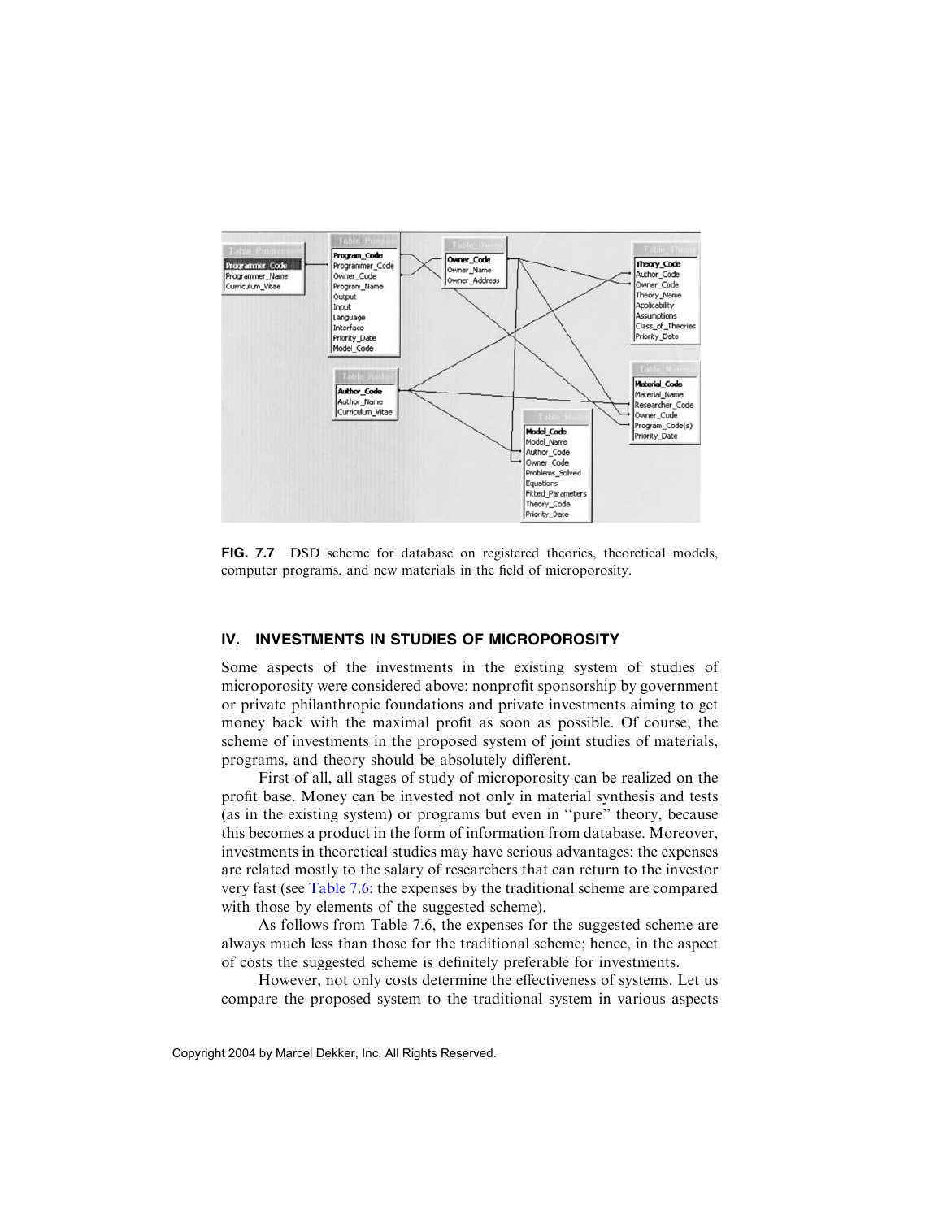**FIG. 7.7** DSD scheme for database on registered theories, theoretical models, computer programs, and new materials in the field of microporosity.

## IV. INVESTMENTS IN STUDIES OF MICROPOROSITY

Some aspects of the investments in the existing system of studies of microporosity were considered above: nonprofit sponsorship by government or private philanthropic foundations and private investments aiming to get money back with the maximal profit as soon as possible. Of course, the scheme of investments in the proposed system of joint studies of materials, programs, and theory should be absolutely different.

First of all, all stages of study of microporosity can be realized on the profit base. Money can be invested not only in material synthesis and tests (as in the existing system) or programs but even in "pure" theory, because this becomes a product in the form of information from database. Moreover, investments in theoretical studies may have serious advantages: the expenses are related mostly to the salary of researchers that can return to the investor very fast (see Table 7.6: the expenses by the traditional scheme are compared with those by elements of the suggested scheme).

As follows from Table 7.6, the expenses for the suggested scheme are always much less than those for the traditional scheme; hence, in the aspect of costs the suggested scheme is definitely preferable for investments.

However, not only costs determine the effectiveness of systems. Let us compare the proposed system to the traditional system in various aspects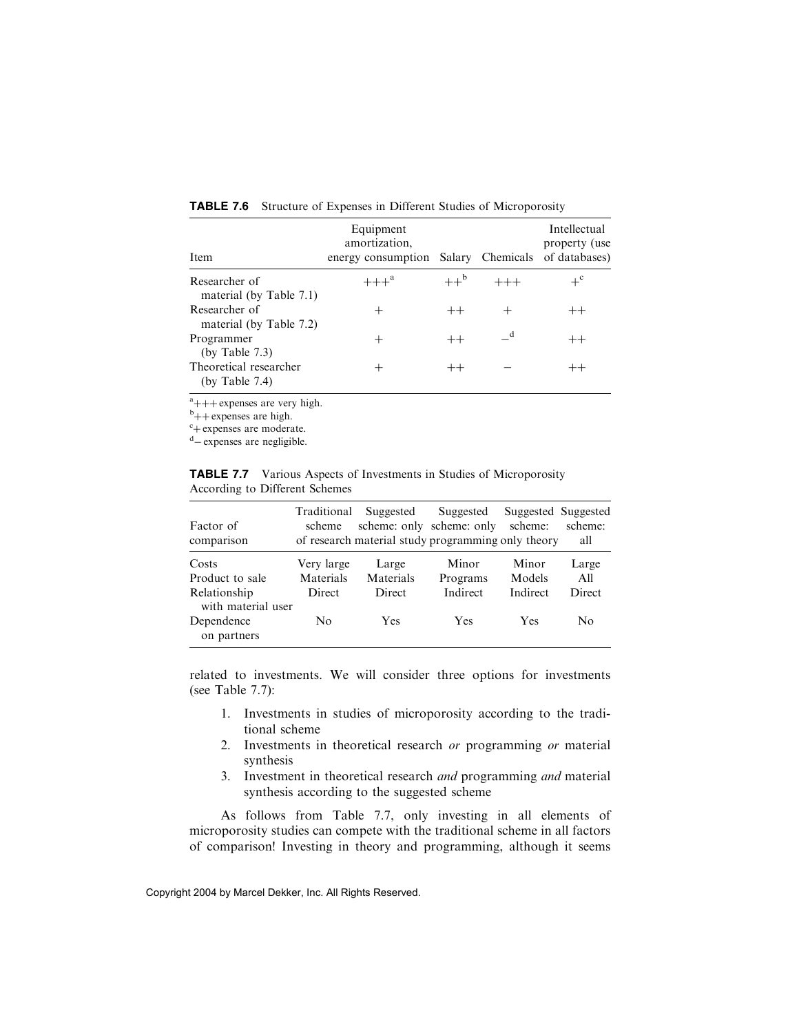**TABLE 7.6** Structure of Expenses in Different Studies of Microporosity

| Item | Equipment amortization, energy consumption | Salary | Chemicals | Intellectual property (use of databases) |
|---|---|---|---|---|
| Researcher of material (by Table 7.1) | +++[a] | ++[b] | +++ | +[c] |
| Researcher of material (by Table 7.2) | + | ++ | + | ++ |
| Programmer (by Table 7.3) | + | ++ | –[d] | ++ |
| Theoretical researcher (by Table 7.4) | + | ++ | – | ++ |

[a] +++ expenses are very high.
[b] ++ expenses are high.
[c] + expenses are moderate.
[d] – expenses are negligible.

**TABLE 7.7** Various Aspects of Investments in Studies of Microporosity According to Different Schemes

| Factor of comparison | Traditional scheme of research | Suggested scheme: only material study | Suggested scheme: only programming | Suggested scheme: only theory | Suggested scheme: all |
|---|---|---|---|---|---|
| Costs | Very large | Large | Minor | Minor | Large |
| Product to sale | Materials | Materials | Programs | Models | All |
| Relationship with material user | Direct | Direct | Indirect | Indirect | Direct |
| Dependence on partners | No | Yes | Yes | Yes | No |

related to investments. We will consider three options for investments (see Table 7.7):

1. Investments in studies of microporosity according to the traditional scheme
2. Investments in theoretical research *or* programming *or* material synthesis
3. Investment in theoretical research *and* programming *and* material synthesis according to the suggested scheme

As follows from Table 7.7, only investing in all elements of microporosity studies can compete with the traditional scheme in all factors of comparison! Investing in theory and programming, although it seems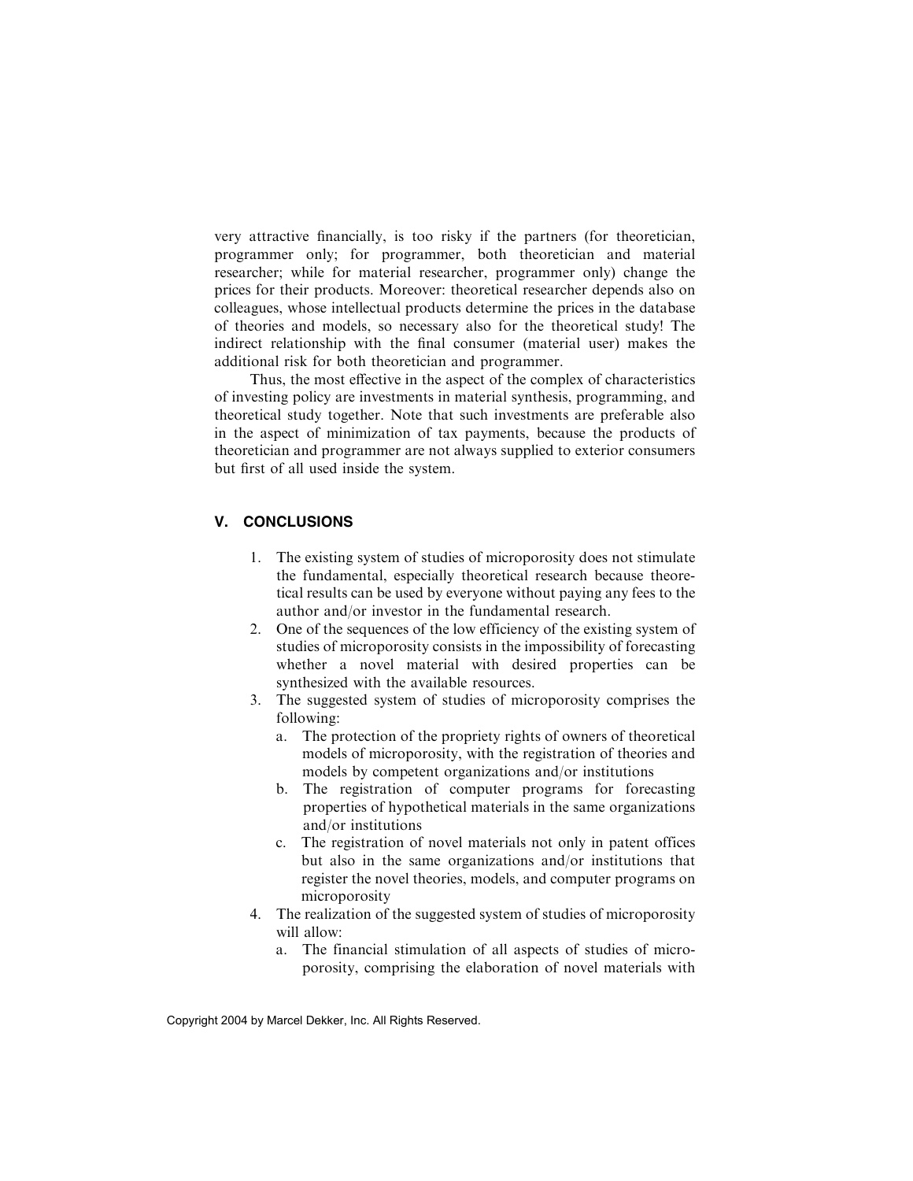very attractive financially, is too risky if the partners (for theoretician, programmer only; for programmer, both theoretician and material researcher; while for material researcher, programmer only) change the prices for their products. Moreover: theoretical researcher depends also on colleagues, whose intellectual products determine the prices in the database of theories and models, so necessary also for the theoretical study! The indirect relationship with the final consumer (material user) makes the additional risk for both theoretician and programmer.

Thus, the most effective in the aspect of the complex of characteristics of investing policy are investments in material synthesis, programming, and theoretical study together. Note that such investments are preferable also in the aspect of minimization of tax payments, because the products of theoretician and programmer are not always supplied to exterior consumers but first of all used inside the system.

## V. CONCLUSIONS

1. The existing system of studies of microporosity does not stimulate the fundamental, especially theoretical research because theoretical results can be used by everyone without paying any fees to the author and/or investor in the fundamental research.
2. One of the sequences of the low efficiency of the existing system of studies of microporosity consists in the impossibility of forecasting whether a novel material with desired properties can be synthesized with the available resources.
3. The suggested system of studies of microporosity comprises the following:
   a. The protection of the propriety rights of owners of theoretical models of microporosity, with the registration of theories and models by competent organizations and/or institutions
   b. The registration of computer programs for forecasting properties of hypothetical materials in the same organizations and/or institutions
   c. The registration of novel materials not only in patent offices but also in the same organizations and/or institutions that register the novel theories, models, and computer programs on microporosity
4. The realization of the suggested system of studies of microporosity will allow:
   a. The financial stimulation of all aspects of studies of microporosity, comprising the elaboration of novel materials with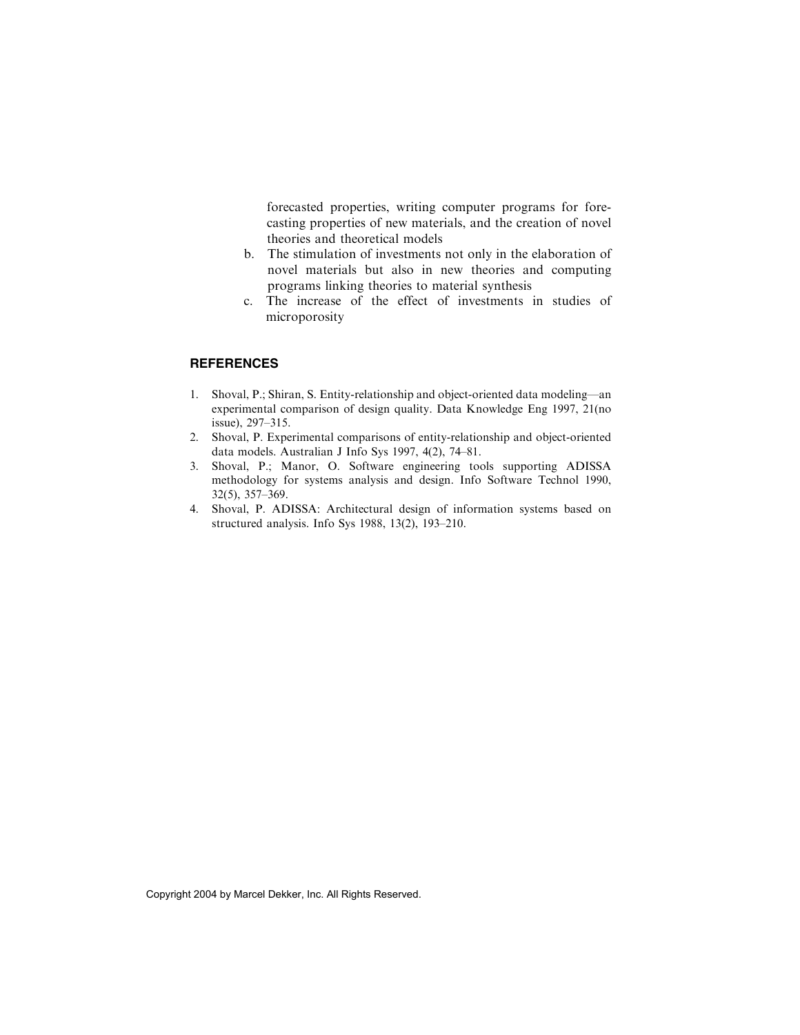forecasted properties, writing computer programs for forecasting properties of new materials, and the creation of novel theories and theoretical models

b. The stimulation of investments not only in the elaboration of novel materials but also in new theories and computing programs linking theories to material synthesis

c. The increase of the effect of investments in studies of microporosity

## REFERENCES

1. Shoval, P.; Shiran, S. Entity-relationship and object-oriented data modeling—an experimental comparison of design quality. Data Knowledge Eng 1997, 21(no issue), 297–315.
2. Shoval, P. Experimental comparisons of entity-relationship and object-oriented data models. Australian J Info Sys 1997, 4(2), 74–81.
3. Shoval, P.; Manor, O. Software engineering tools supporting ADISSA methodology for systems analysis and design. Info Software Technol 1990, 32(5), 357–369.
4. Shoval, P. ADISSA: Architectural design of information systems based on structured analysis. Info Sys 1988, 13(2), 193–210.

Copyright 2004 by Marcel Dekker, Inc. All Rights Reserved.